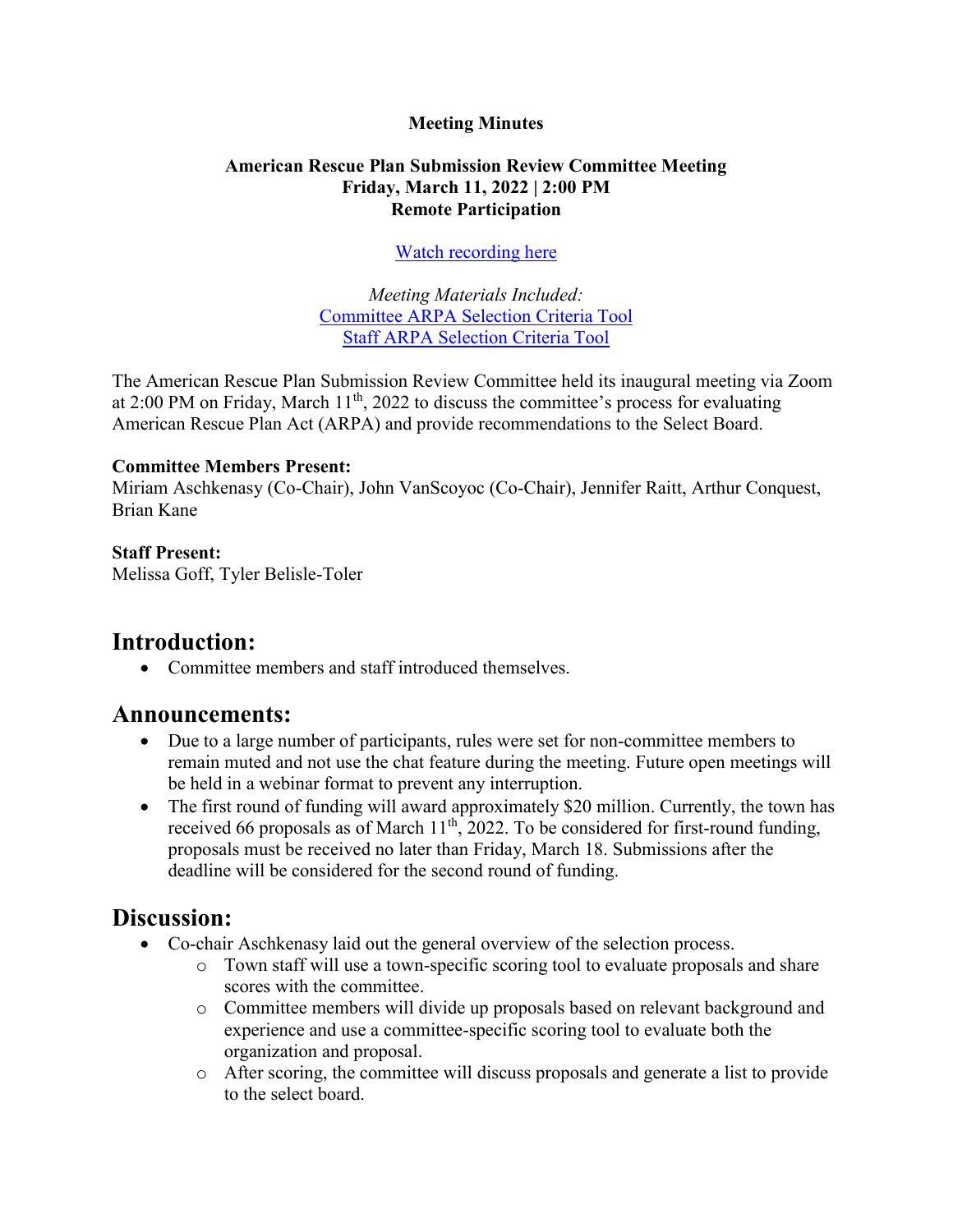**Meeting Minutes**

**American Rescue Plan Submission Review Committee Meeting**
**Friday, March 11, 2022 | 2:00 PM**
**Remote Participation**

[Watch recording here]

*Meeting Materials Included:*
[Committee ARPA Selection Criteria Tool]
[Staff ARPA Selection Criteria Tool]

The American Rescue Plan Submission Review Committee held its inaugural meeting via Zoom at 2:00 PM on Friday, March 11th, 2022 to discuss the committee's process for evaluating American Rescue Plan Act (ARPA) and provide recommendations to the Select Board.

**Committee Members Present:**
Miriam Aschkenasy (Co-Chair), John VanScoyoc (Co-Chair), Jennifer Raitt, Arthur Conquest, Brian Kane

**Staff Present:**
Melissa Goff, Tyler Belisle-Toler

## Introduction:

- Committee members and staff introduced themselves.

## Announcements:

- Due to a large number of participants, rules were set for non-committee members to remain muted and not use the chat feature during the meeting. Future open meetings will be held in a webinar format to prevent any interruption.
- The first round of funding will award approximately $20 million. Currently, the town has received 66 proposals as of March 11th, 2022. To be considered for first-round funding, proposals must be received no later than Friday, March 18. Submissions after the deadline will be considered for the second round of funding.

## Discussion:

- Co-chair Aschkenasy laid out the general overview of the selection process.
  - Town staff will use a town-specific scoring tool to evaluate proposals and share scores with the committee.
  - Committee members will divide up proposals based on relevant background and experience and use a committee-specific scoring tool to evaluate both the organization and proposal.
  - After scoring, the committee will discuss proposals and generate a list to provide to the select board.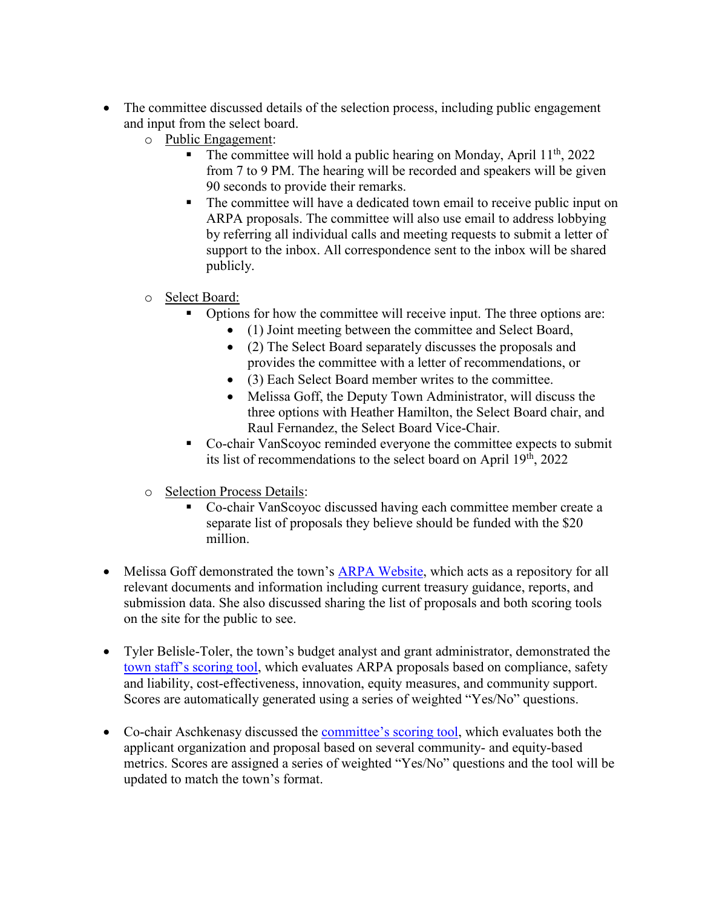- The committee discussed details of the selection process, including public engagement and input from the select board.
  - Public Engagement:
    - The committee will hold a public hearing on Monday, April 11th, 2022 from 7 to 9 PM. The hearing will be recorded and speakers will be given 90 seconds to provide their remarks.
    - The committee will have a dedicated town email to receive public input on ARPA proposals. The committee will also use email to address lobbying by referring all individual calls and meeting requests to submit a letter of support to the inbox. All correspondence sent to the inbox will be shared publicly.
  - Select Board:
    - Options for how the committee will receive input. The three options are:
      - (1) Joint meeting between the committee and Select Board,
      - (2) The Select Board separately discusses the proposals and provides the committee with a letter of recommendations, or
      - (3) Each Select Board member writes to the committee.
      - Melissa Goff, the Deputy Town Administrator, will discuss the three options with Heather Hamilton, the Select Board chair, and Raul Fernandez, the Select Board Vice-Chair.
    - Co-chair VanScoyoc reminded everyone the committee expects to submit its list of recommendations to the select board on April 19th, 2022
  - Selection Process Details:
    - Co-chair VanScoyoc discussed having each committee member create a separate list of proposals they believe should be funded with the $20 million.
- Melissa Goff demonstrated the town's ARPA Website, which acts as a repository for all relevant documents and information including current treasury guidance, reports, and submission data. She also discussed sharing the list of proposals and both scoring tools on the site for the public to see.
- Tyler Belisle-Toler, the town's budget analyst and grant administrator, demonstrated the town staff's scoring tool, which evaluates ARPA proposals based on compliance, safety and liability, cost-effectiveness, innovation, equity measures, and community support. Scores are automatically generated using a series of weighted "Yes/No" questions.
- Co-chair Aschkenasy discussed the committee's scoring tool, which evaluates both the applicant organization and proposal based on several community- and equity-based metrics. Scores are assigned a series of weighted "Yes/No" questions and the tool will be updated to match the town's format.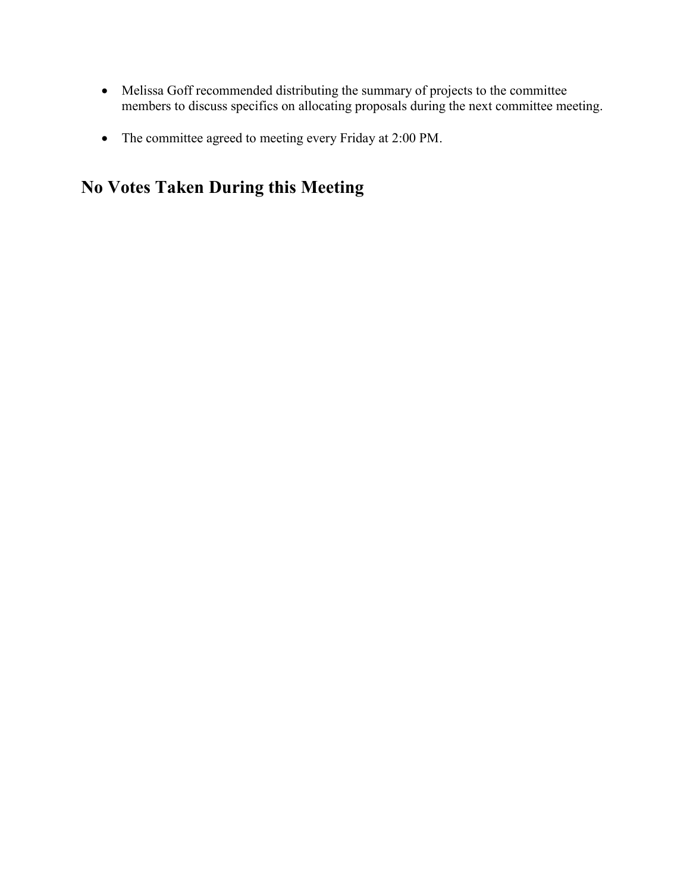- Melissa Goff recommended distributing the summary of projects to the committee members to discuss specifics on allocating proposals during the next committee meeting.

- The committee agreed to meeting every Friday at 2:00 PM.

## No Votes Taken During this Meeting